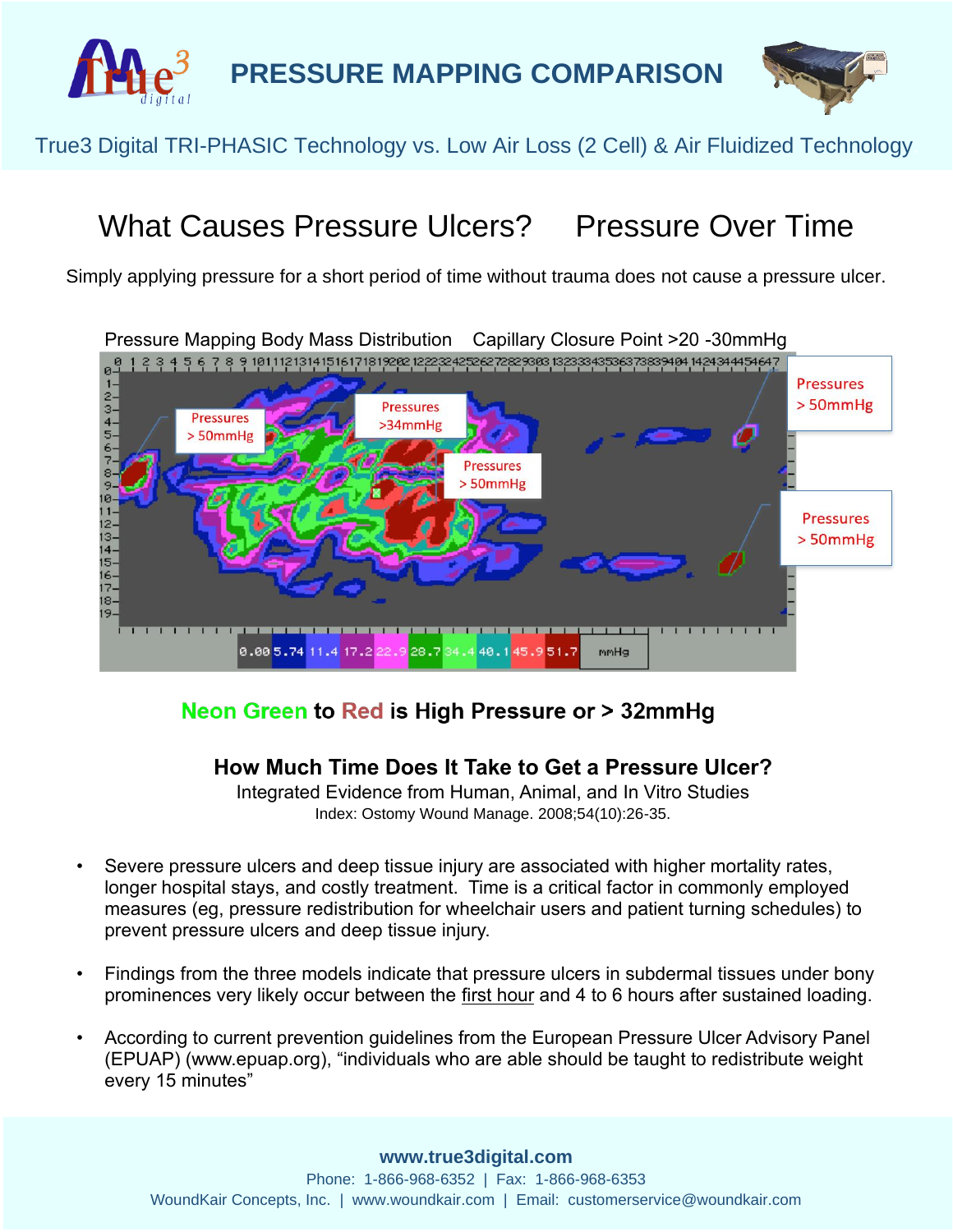# PRESSURE MAPPING COMPARISON

True3 Digital TRI-PHASIC Technology vs. Low Air Loss (2 Cell) & Air Fluidized Technology

## What Causes Pressure Ulcers? Pressure Over Time

Simply applying pressure for a short period of time without trauma does not cause a pressure ulcer.

Pressure Mapping Body Mass Distribution Capillary Closure Point >20 -30mmHg

Pressures > 50mmHg

Pressures >34mmHg

Pressures > 50mmHg

Pressures > 50mmHg

Pressures > 50mmHg

0.00 5.74 11.4 17.2 22.9 28.7 34.4 40.1 45.9 51.7 mmHg

**Neon Green to Red is High Pressure or > 32mmHg**

### How Much Time Does It Take to Get a Pressure Ulcer?

Integrated Evidence from Human, Animal, and In Vitro Studies

Index: Ostomy Wound Manage. 2008;54(10):26-35.

- Severe pressure ulcers and deep tissue injury are associated with higher mortality rates, longer hospital stays, and costly treatment. Time is a critical factor in commonly employed measures (eg, pressure redistribution for wheelchair users and patient turning schedules) to prevent pressure ulcers and deep tissue injury.
- Findings from the three models indicate that pressure ulcers in subdermal tissues under bony prominences very likely occur between the first hour and 4 to 6 hours after sustained loading.
- According to current prevention guidelines from the European Pressure Ulcer Advisory Panel (EPUAP) (www.epuap.org), "individuals who are able should be taught to redistribute weight every 15 minutes"

**www.true3digital.com**

Phone: 1-866-968-6352 | Fax: 1-866-968-6353

WoundKair Concepts, Inc. | www.woundkair.com | Email: customerservice@woundkair.com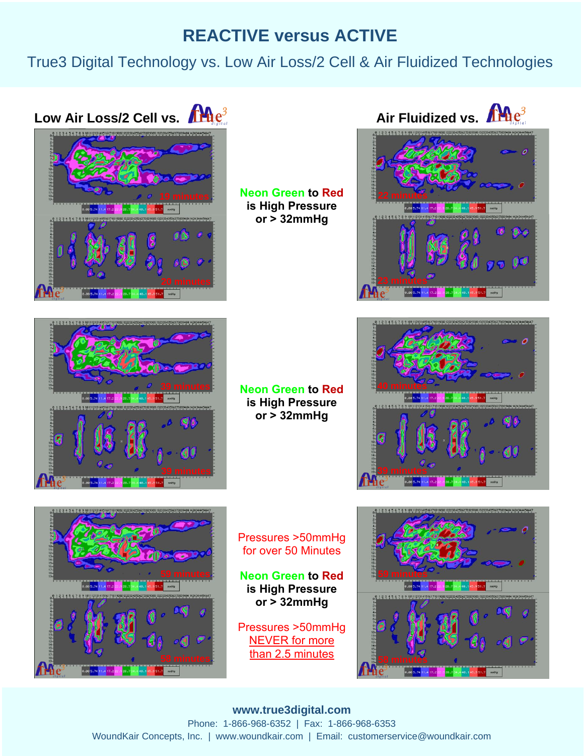# REACTIVE versus ACTIVE

## True3 Digital Technology vs. Low Air Loss/2 Cell & Air Fluidized Technologies

**Low Air Loss/2 Cell vs. True³**

**Air Fluidized vs. True³**

19 minutes

20 minutes

22 minutes

23 minutes

**Neon Green to Red is High Pressure or > 32mmHg**

39 minutes

39 minutes

40 minutes

39 minutes

**Neon Green to Red is High Pressure or > 32mmHg**

59 minutes

58 minutes

59 minutes

58 minutes

Pressures >50mmHg for over 50 Minutes

**Neon Green to Red is High Pressure or > 32mmHg**

Pressures >50mmHg NEVER for more than 2.5 minutes

**www.true3digital.com**

Phone: 1-866-968-6352 | Fax: 1-866-968-6353

WoundKair Concepts, Inc. | www.woundkair.com | Email: customerservice@woundkair.com